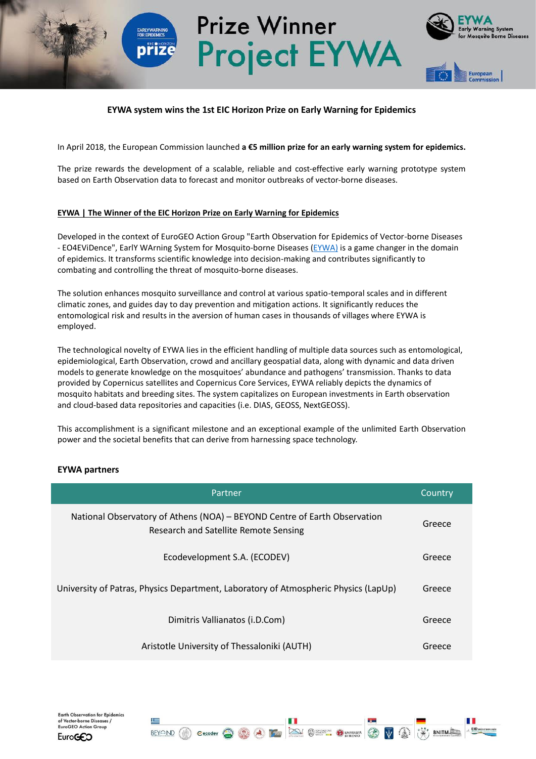# Prize Winner Project EYWA

**EYWA system wins the 1st EIC Horizon Prize on Early Warning for Epidemics**

In April 2018, the European Commission launched **a €5 million prize for an early warning system for epidemics.**

The prize rewards the development of a scalable, reliable and cost-effective early warning prototype system based on Earth Observation data to forecast and monitor outbreaks of vector-borne diseases.

## EYWA | The Winner of the EIC Horizon Prize on Early Warning for Epidemics

Developed in the context of EuroGEO Action Group "Earth Observation for Epidemics of Vector-borne Diseases - EO4EViDence", EarlY WArning System for Mosquito-borne Diseases (EYWA) is a game changer in the domain of epidemics. It transforms scientific knowledge into decision-making and contributes significantly to combating and controlling the threat of mosquito-borne diseases.

The solution enhances mosquito surveillance and control at various spatio-temporal scales and in different climatic zones, and guides day to day prevention and mitigation actions. It significantly reduces the entomological risk and results in the aversion of human cases in thousands of villages where EYWA is employed.

The technological novelty of EYWA lies in the efficient handling of multiple data sources such as entomological, epidemiological, Earth Observation, crowd and ancillary geospatial data, along with dynamic and data driven models to generate knowledge on the mosquitoes' abundance and pathogens' transmission. Thanks to data provided by Copernicus satellites and Copernicus Core Services, EYWA reliably depicts the dynamics of mosquito habitats and breeding sites. The system capitalizes on European investments in Earth observation and cloud-based data repositories and capacities (i.e. DIAS, GEOSS, NextGEOSS).

This accomplishment is a significant milestone and an exceptional example of the unlimited Earth Observation power and the societal benefits that can derive from harnessing space technology.

### EYWA partners

| Partner | Country |
|---|---|
| National Observatory of Athens (NOA) – BEYOND Centre of Earth Observation Research and Satellite Remote Sensing | Greece |
| Ecodevelopment S.A. (ECODEV) | Greece |
| University of Patras, Physics Department, Laboratory of Atmospheric Physics (LapUp) | Greece |
| Dimitris Vallianatos (i.D.Com) | Greece |
| Aristotle University of Thessaloniki (AUTH) | Greece |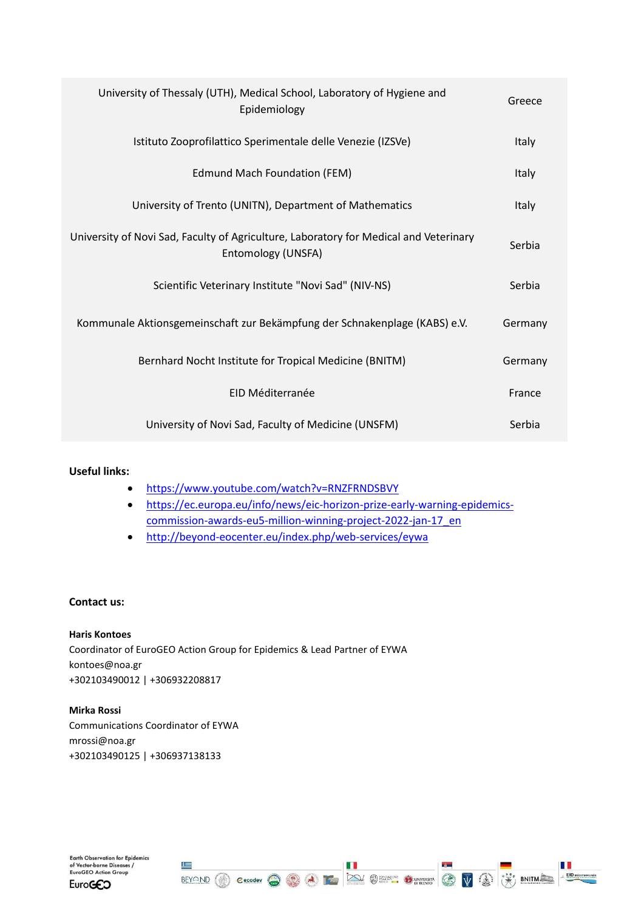| | |
|---|---|
| University of Thessaly (UTH), Medical School, Laboratory of Hygiene and Epidemiology | Greece |
| Istituto Zooprofilattico Sperimentale delle Venezie (IZSVe) | Italy |
| Edmund Mach Foundation (FEM) | Italy |
| University of Trento (UNITN), Department of Mathematics | Italy |
| University of Novi Sad, Faculty of Agriculture, Laboratory for Medical and Veterinary Entomology (UNSFA) | Serbia |
| Scientific Veterinary Institute "Novi Sad" (NIV-NS) | Serbia |
| Kommunale Aktionsgemeinschaft zur Bekämpfung der Schnakenplage (KABS) e.V. | Germany |
| Bernhard Nocht Institute for Tropical Medicine (BNITM) | Germany |
| EID Méditerranée | France |
| University of Novi Sad, Faculty of Medicine (UNSFM) | Serbia |

**Useful links:**

- https://www.youtube.com/watch?v=RNZFRNDSBVY
- https://ec.europa.eu/info/news/eic-horizon-prize-early-warning-epidemics-commission-awards-eu5-million-winning-project-2022-jan-17_en
- http://beyond-eocenter.eu/index.php/web-services/eywa

**Contact us:**

**Haris Kontoes**
Coordinator of EuroGEO Action Group for Epidemics & Lead Partner of EYWA
kontoes@noa.gr
+302103490012 | +306932208817

**Mirka Rossi**
Communications Coordinator of EYWA
mrossi@noa.gr
+302103490125 | +306937138133

Earth Observation for Epidemics of Vector-borne Diseases / EuroGEO Action Group